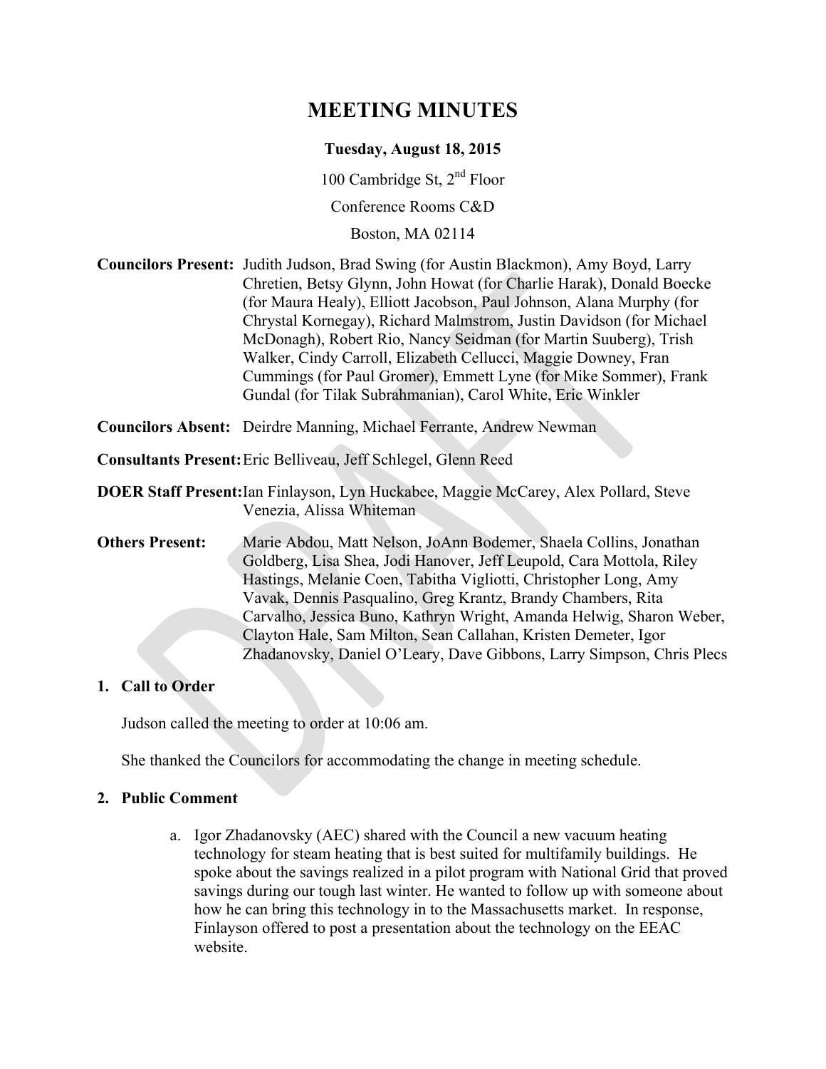# MEETING MINUTES

**Tuesday, August 18, 2015**

100 Cambridge St, 2nd Floor

Conference Rooms C&D

Boston, MA 02114

**Councilors Present:** Judith Judson, Brad Swing (for Austin Blackmon), Amy Boyd, Larry Chretien, Betsy Glynn, John Howat (for Charlie Harak), Donald Boecke (for Maura Healy), Elliott Jacobson, Paul Johnson, Alana Murphy (for Chrystal Kornegay), Richard Malmstrom, Justin Davidson (for Michael McDonagh), Robert Rio, Nancy Seidman (for Martin Suuberg), Trish Walker, Cindy Carroll, Elizabeth Cellucci, Maggie Downey, Fran Cummings (for Paul Gromer), Emmett Lyne (for Mike Sommer), Frank Gundal (for Tilak Subrahmanian), Carol White, Eric Winkler

**Councilors Absent:** Deirdre Manning, Michael Ferrante, Andrew Newman

**Consultants Present:** Eric Belliveau, Jeff Schlegel, Glenn Reed

**DOER Staff Present:** Ian Finlayson, Lyn Huckabee, Maggie McCarey, Alex Pollard, Steve Venezia, Alissa Whiteman

**Others Present:** Marie Abdou, Matt Nelson, JoAnn Bodemer, Shaela Collins, Jonathan Goldberg, Lisa Shea, Jodi Hanover, Jeff Leupold, Cara Mottola, Riley Hastings, Melanie Coen, Tabitha Vigliotti, Christopher Long, Amy Vavak, Dennis Pasqualino, Greg Krantz, Brandy Chambers, Rita Carvalho, Jessica Buno, Kathryn Wright, Amanda Helwig, Sharon Weber, Clayton Hale, Sam Milton, Sean Callahan, Kristen Demeter, Igor Zhadanovsky, Daniel O'Leary, Dave Gibbons, Larry Simpson, Chris Plecs

## 1. Call to Order

Judson called the meeting to order at 10:06 am.

She thanked the Councilors for accommodating the change in meeting schedule.

## 2. Public Comment

a. Igor Zhadanovsky (AEC) shared with the Council a new vacuum heating technology for steam heating that is best suited for multifamily buildings. He spoke about the savings realized in a pilot program with National Grid that proved savings during our tough last winter. He wanted to follow up with someone about how he can bring this technology in to the Massachusetts market. In response, Finlayson offered to post a presentation about the technology on the EEAC website.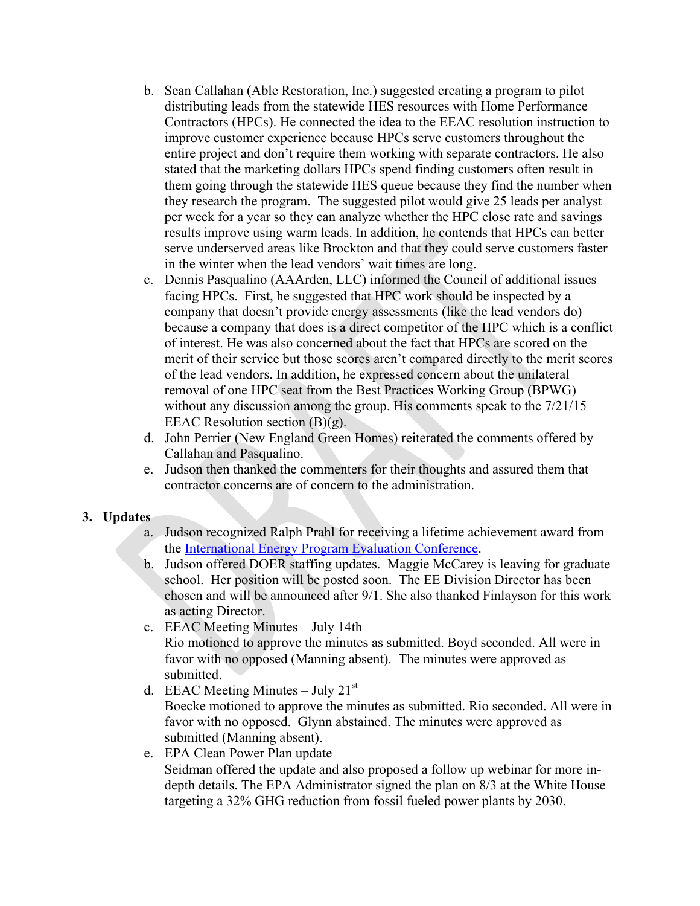b. Sean Callahan (Able Restoration, Inc.) suggested creating a program to pilot distributing leads from the statewide HES resources with Home Performance Contractors (HPCs). He connected the idea to the EEAC resolution instruction to improve customer experience because HPCs serve customers throughout the entire project and don't require them working with separate contractors. He also stated that the marketing dollars HPCs spend finding customers often result in them going through the statewide HES queue because they find the number when they research the program. The suggested pilot would give 25 leads per analyst per week for a year so they can analyze whether the HPC close rate and savings results improve using warm leads. In addition, he contends that HPCs can better serve underserved areas like Brockton and that they could serve customers faster in the winter when the lead vendors' wait times are long.

c. Dennis Pasqualino (AAArden, LLC) informed the Council of additional issues facing HPCs. First, he suggested that HPC work should be inspected by a company that doesn't provide energy assessments (like the lead vendors do) because a company that does is a direct competitor of the HPC which is a conflict of interest. He was also concerned about the fact that HPCs are scored on the merit of their service but those scores aren't compared directly to the merit scores of the lead vendors. In addition, he expressed concern about the unilateral removal of one HPC seat from the Best Practices Working Group (BPWG) without any discussion among the group. His comments speak to the 7/21/15 EEAC Resolution section (B)(g).

d. John Perrier (New England Green Homes) reiterated the comments offered by Callahan and Pasqualino.

e. Judson then thanked the commenters for their thoughts and assured them that contractor concerns are of concern to the administration.

## 3. Updates

a. Judson recognized Ralph Prahl for receiving a lifetime achievement award from the [International Energy Program Evaluation Conference](International Energy Program Evaluation Conference).

b. Judson offered DOER staffing updates. Maggie McCarey is leaving for graduate school. Her position will be posted soon. The EE Division Director has been chosen and will be announced after 9/1. She also thanked Finlayson for this work as acting Director.

c. EEAC Meeting Minutes – July 14th
Rio motioned to approve the minutes as submitted. Boyd seconded. All were in favor with no opposed (Manning absent). The minutes were approved as submitted.

d. EEAC Meeting Minutes – July 21st
Boecke motioned to approve the minutes as submitted. Rio seconded. All were in favor with no opposed. Glynn abstained. The minutes were approved as submitted (Manning absent).

e. EPA Clean Power Plan update
Seidman offered the update and also proposed a follow up webinar for more in-depth details. The EPA Administrator signed the plan on 8/3 at the White House targeting a 32% GHG reduction from fossil fueled power plants by 2030.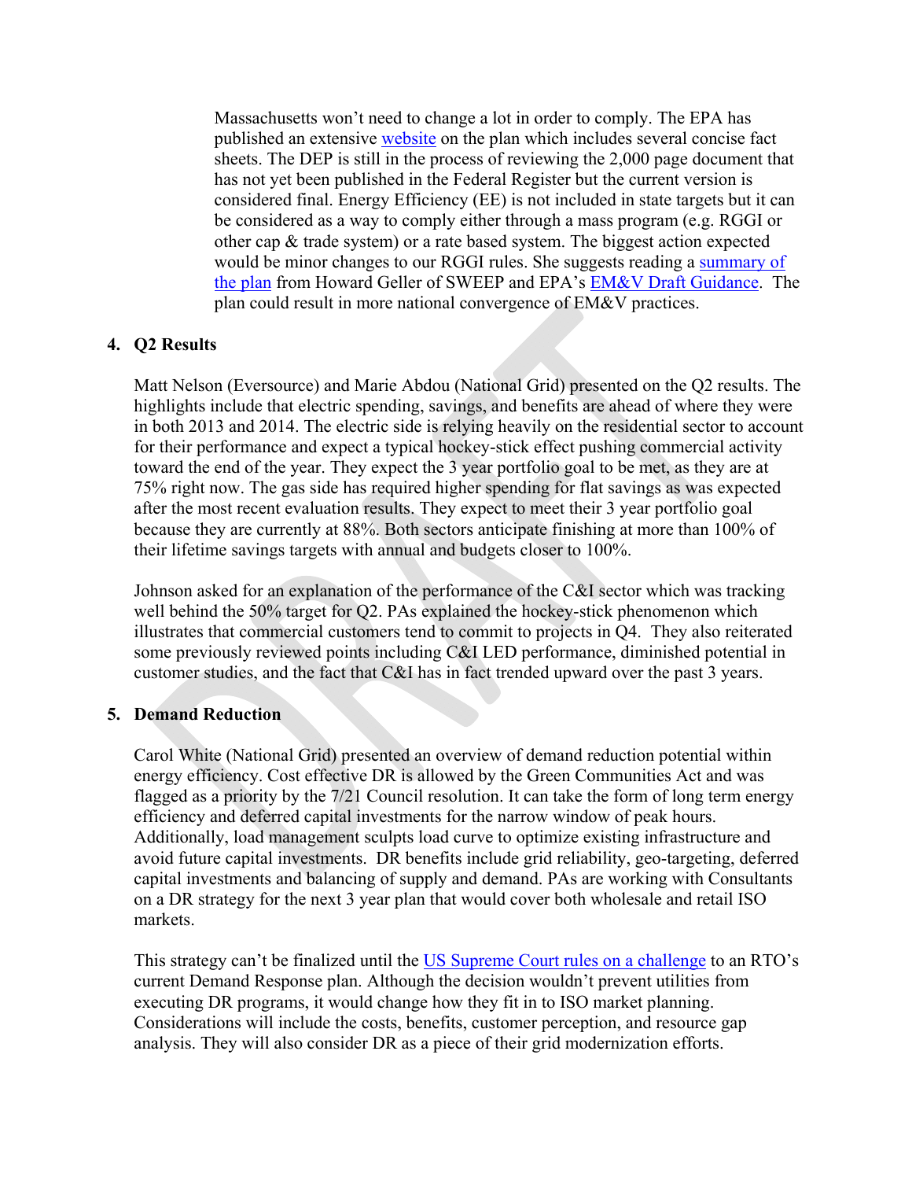Massachusetts won't need to change a lot in order to comply. The EPA has published an extensive website on the plan which includes several concise fact sheets. The DEP is still in the process of reviewing the 2,000 page document that has not yet been published in the Federal Register but the current version is considered final. Energy Efficiency (EE) is not included in state targets but it can be considered as a way to comply either through a mass program (e.g. RGGI or other cap & trade system) or a rate based system. The biggest action expected would be minor changes to our RGGI rules. She suggests reading a summary of the plan from Howard Geller of SWEEP and EPA's EM&V Draft Guidance. The plan could result in more national convergence of EM&V practices.

## 4. Q2 Results

Matt Nelson (Eversource) and Marie Abdou (National Grid) presented on the Q2 results. The highlights include that electric spending, savings, and benefits are ahead of where they were in both 2013 and 2014. The electric side is relying heavily on the residential sector to account for their performance and expect a typical hockey-stick effect pushing commercial activity toward the end of the year. They expect the 3 year portfolio goal to be met, as they are at 75% right now. The gas side has required higher spending for flat savings as was expected after the most recent evaluation results. They expect to meet their 3 year portfolio goal because they are currently at 88%. Both sectors anticipate finishing at more than 100% of their lifetime savings targets with annual and budgets closer to 100%.

Johnson asked for an explanation of the performance of the C&I sector which was tracking well behind the 50% target for Q2. PAs explained the hockey-stick phenomenon which illustrates that commercial customers tend to commit to projects in Q4. They also reiterated some previously reviewed points including C&I LED performance, diminished potential in customer studies, and the fact that C&I has in fact trended upward over the past 3 years.

## 5. Demand Reduction

Carol White (National Grid) presented an overview of demand reduction potential within energy efficiency. Cost effective DR is allowed by the Green Communities Act and was flagged as a priority by the 7/21 Council resolution. It can take the form of long term energy efficiency and deferred capital investments for the narrow window of peak hours. Additionally, load management sculpts load curve to optimize existing infrastructure and avoid future capital investments. DR benefits include grid reliability, geo-targeting, deferred capital investments and balancing of supply and demand. PAs are working with Consultants on a DR strategy for the next 3 year plan that would cover both wholesale and retail ISO markets.

This strategy can't be finalized until the US Supreme Court rules on a challenge to an RTO's current Demand Response plan. Although the decision wouldn't prevent utilities from executing DR programs, it would change how they fit in to ISO market planning. Considerations will include the costs, benefits, customer perception, and resource gap analysis. They will also consider DR as a piece of their grid modernization efforts.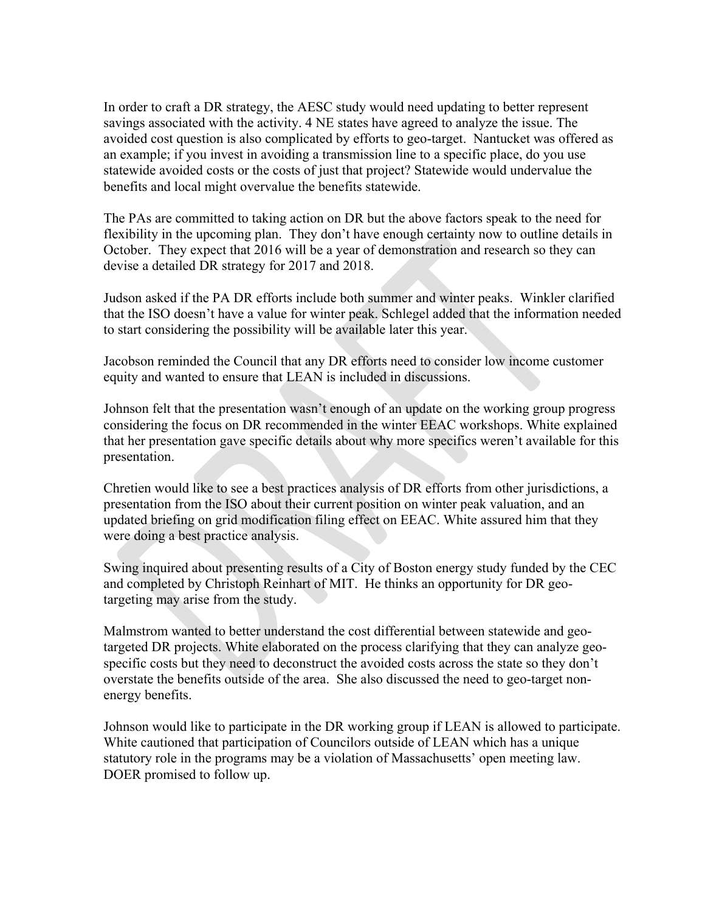In order to craft a DR strategy, the AESC study would need updating to better represent savings associated with the activity. 4 NE states have agreed to analyze the issue. The avoided cost question is also complicated by efforts to geo-target. Nantucket was offered as an example; if you invest in avoiding a transmission line to a specific place, do you use statewide avoided costs or the costs of just that project? Statewide would undervalue the benefits and local might overvalue the benefits statewide.

The PAs are committed to taking action on DR but the above factors speak to the need for flexibility in the upcoming plan. They don't have enough certainty now to outline details in October. They expect that 2016 will be a year of demonstration and research so they can devise a detailed DR strategy for 2017 and 2018.

Judson asked if the PA DR efforts include both summer and winter peaks. Winkler clarified that the ISO doesn't have a value for winter peak. Schlegel added that the information needed to start considering the possibility will be available later this year.

Jacobson reminded the Council that any DR efforts need to consider low income customer equity and wanted to ensure that LEAN is included in discussions.

Johnson felt that the presentation wasn't enough of an update on the working group progress considering the focus on DR recommended in the winter EEAC workshops. White explained that her presentation gave specific details about why more specifics weren't available for this presentation.

Chretien would like to see a best practices analysis of DR efforts from other jurisdictions, a presentation from the ISO about their current position on winter peak valuation, and an updated briefing on grid modification filing effect on EEAC. White assured him that they were doing a best practice analysis.

Swing inquired about presenting results of a City of Boston energy study funded by the CEC and completed by Christoph Reinhart of MIT. He thinks an opportunity for DR geo-targeting may arise from the study.

Malmstrom wanted to better understand the cost differential between statewide and geo-targeted DR projects. White elaborated on the process clarifying that they can analyze geo-specific costs but they need to deconstruct the avoided costs across the state so they don't overstate the benefits outside of the area. She also discussed the need to geo-target non-energy benefits.

Johnson would like to participate in the DR working group if LEAN is allowed to participate. White cautioned that participation of Councilors outside of LEAN which has a unique statutory role in the programs may be a violation of Massachusetts' open meeting law. DOER promised to follow up.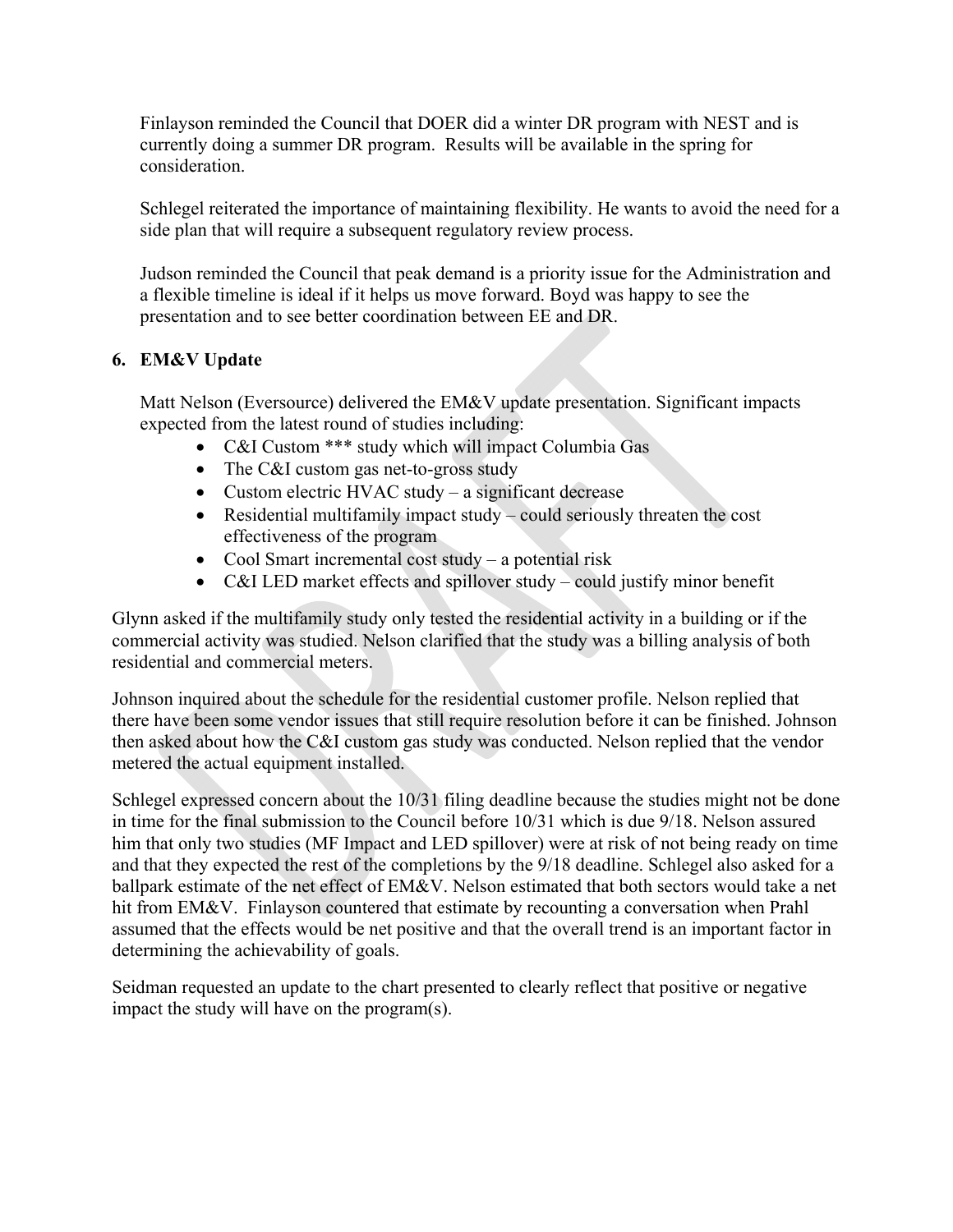Finlayson reminded the Council that DOER did a winter DR program with NEST and is currently doing a summer DR program. Results will be available in the spring for consideration.

Schlegel reiterated the importance of maintaining flexibility. He wants to avoid the need for a side plan that will require a subsequent regulatory review process.

Judson reminded the Council that peak demand is a priority issue for the Administration and a flexible timeline is ideal if it helps us move forward. Boyd was happy to see the presentation and to see better coordination between EE and DR.

**6. EM&V Update**

Matt Nelson (Eversource) delivered the EM&V update presentation. Significant impacts expected from the latest round of studies including:

- C&I Custom *** study which will impact Columbia Gas
- The C&I custom gas net-to-gross study
- Custom electric HVAC study – a significant decrease
- Residential multifamily impact study – could seriously threaten the cost effectiveness of the program
- Cool Smart incremental cost study – a potential risk
- C&I LED market effects and spillover study – could justify minor benefit

Glynn asked if the multifamily study only tested the residential activity in a building or if the commercial activity was studied. Nelson clarified that the study was a billing analysis of both residential and commercial meters.

Johnson inquired about the schedule for the residential customer profile. Nelson replied that there have been some vendor issues that still require resolution before it can be finished. Johnson then asked about how the C&I custom gas study was conducted. Nelson replied that the vendor metered the actual equipment installed.

Schlegel expressed concern about the 10/31 filing deadline because the studies might not be done in time for the final submission to the Council before 10/31 which is due 9/18. Nelson assured him that only two studies (MF Impact and LED spillover) were at risk of not being ready on time and that they expected the rest of the completions by the 9/18 deadline. Schlegel also asked for a ballpark estimate of the net effect of EM&V. Nelson estimated that both sectors would take a net hit from EM&V. Finlayson countered that estimate by recounting a conversation when Prahl assumed that the effects would be net positive and that the overall trend is an important factor in determining the achievability of goals.

Seidman requested an update to the chart presented to clearly reflect that positive or negative impact the study will have on the program(s).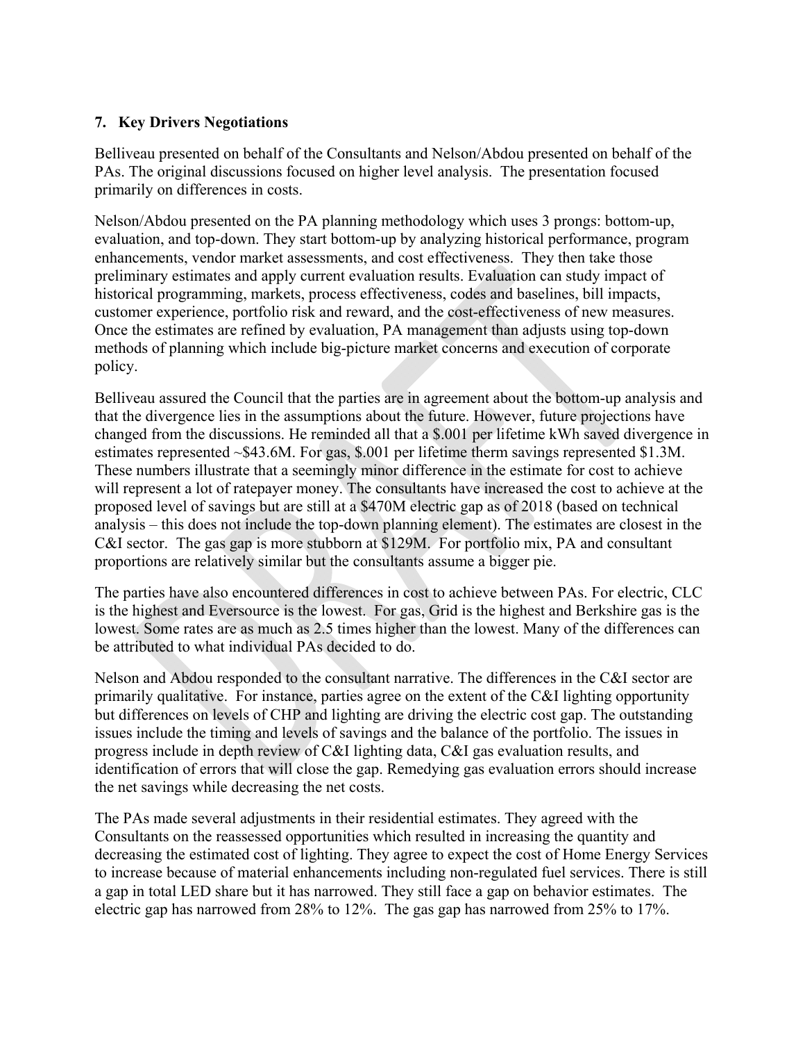**7. Key Drivers Negotiations**

Belliveau presented on behalf of the Consultants and Nelson/Abdou presented on behalf of the PAs. The original discussions focused on higher level analysis. The presentation focused primarily on differences in costs.

Nelson/Abdou presented on the PA planning methodology which uses 3 prongs: bottom-up, evaluation, and top-down. They start bottom-up by analyzing historical performance, program enhancements, vendor market assessments, and cost effectiveness. They then take those preliminary estimates and apply current evaluation results. Evaluation can study impact of historical programming, markets, process effectiveness, codes and baselines, bill impacts, customer experience, portfolio risk and reward, and the cost-effectiveness of new measures. Once the estimates are refined by evaluation, PA management than adjusts using top-down methods of planning which include big-picture market concerns and execution of corporate policy.

Belliveau assured the Council that the parties are in agreement about the bottom-up analysis and that the divergence lies in the assumptions about the future. However, future projections have changed from the discussions. He reminded all that a $.001 per lifetime kWh saved divergence in estimates represented ~$43.6M. For gas, $.001 per lifetime therm savings represented $1.3M. These numbers illustrate that a seemingly minor difference in the estimate for cost to achieve will represent a lot of ratepayer money. The consultants have increased the cost to achieve at the proposed level of savings but are still at a $470M electric gap as of 2018 (based on technical analysis – this does not include the top-down planning element). The estimates are closest in the C&I sector. The gas gap is more stubborn at $129M. For portfolio mix, PA and consultant proportions are relatively similar but the consultants assume a bigger pie.

The parties have also encountered differences in cost to achieve between PAs. For electric, CLC is the highest and Eversource is the lowest. For gas, Grid is the highest and Berkshire gas is the lowest. Some rates are as much as 2.5 times higher than the lowest. Many of the differences can be attributed to what individual PAs decided to do.

Nelson and Abdou responded to the consultant narrative. The differences in the C&I sector are primarily qualitative. For instance, parties agree on the extent of the C&I lighting opportunity but differences on levels of CHP and lighting are driving the electric cost gap. The outstanding issues include the timing and levels of savings and the balance of the portfolio. The issues in progress include in depth review of C&I lighting data, C&I gas evaluation results, and identification of errors that will close the gap. Remedying gas evaluation errors should increase the net savings while decreasing the net costs.

The PAs made several adjustments in their residential estimates. They agreed with the Consultants on the reassessed opportunities which resulted in increasing the quantity and decreasing the estimated cost of lighting. They agree to expect the cost of Home Energy Services to increase because of material enhancements including non-regulated fuel services. There is still a gap in total LED share but it has narrowed. They still face a gap on behavior estimates. The electric gap has narrowed from 28% to 12%. The gas gap has narrowed from 25% to 17%.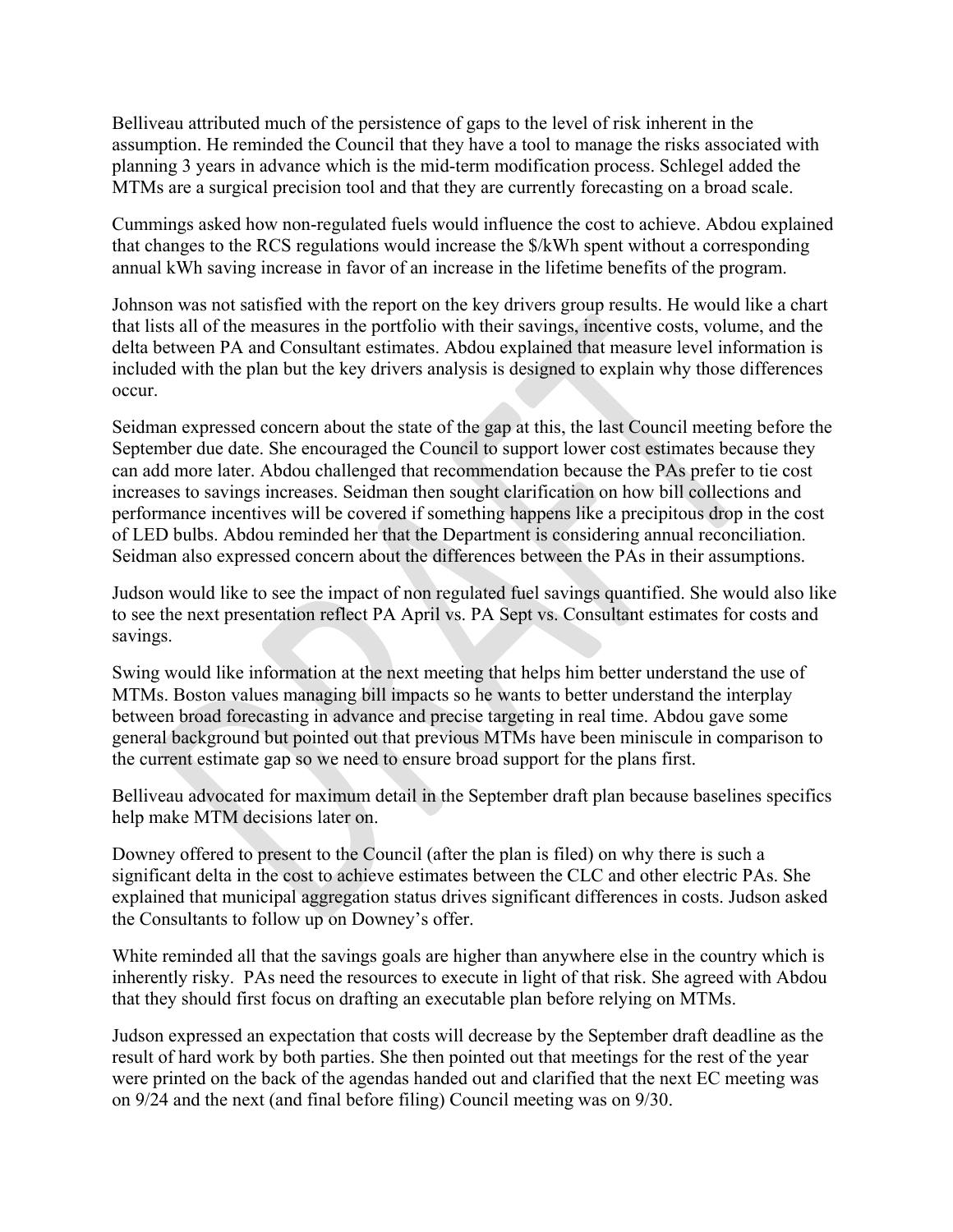Belliveau attributed much of the persistence of gaps to the level of risk inherent in the assumption. He reminded the Council that they have a tool to manage the risks associated with planning 3 years in advance which is the mid-term modification process. Schlegel added the MTMs are a surgical precision tool and that they are currently forecasting on a broad scale.

Cummings asked how non-regulated fuels would influence the cost to achieve. Abdou explained that changes to the RCS regulations would increase the $/kWh spent without a corresponding annual kWh saving increase in favor of an increase in the lifetime benefits of the program.

Johnson was not satisfied with the report on the key drivers group results. He would like a chart that lists all of the measures in the portfolio with their savings, incentive costs, volume, and the delta between PA and Consultant estimates. Abdou explained that measure level information is included with the plan but the key drivers analysis is designed to explain why those differences occur.

Seidman expressed concern about the state of the gap at this, the last Council meeting before the September due date. She encouraged the Council to support lower cost estimates because they can add more later. Abdou challenged that recommendation because the PAs prefer to tie cost increases to savings increases. Seidman then sought clarification on how bill collections and performance incentives will be covered if something happens like a precipitous drop in the cost of LED bulbs. Abdou reminded her that the Department is considering annual reconciliation. Seidman also expressed concern about the differences between the PAs in their assumptions.

Judson would like to see the impact of non regulated fuel savings quantified. She would also like to see the next presentation reflect PA April vs. PA Sept vs. Consultant estimates for costs and savings.

Swing would like information at the next meeting that helps him better understand the use of MTMs. Boston values managing bill impacts so he wants to better understand the interplay between broad forecasting in advance and precise targeting in real time. Abdou gave some general background but pointed out that previous MTMs have been miniscule in comparison to the current estimate gap so we need to ensure broad support for the plans first.

Belliveau advocated for maximum detail in the September draft plan because baselines specifics help make MTM decisions later on.

Downey offered to present to the Council (after the plan is filed) on why there is such a significant delta in the cost to achieve estimates between the CLC and other electric PAs. She explained that municipal aggregation status drives significant differences in costs. Judson asked the Consultants to follow up on Downey's offer.

White reminded all that the savings goals are higher than anywhere else in the country which is inherently risky. PAs need the resources to execute in light of that risk. She agreed with Abdou that they should first focus on drafting an executable plan before relying on MTMs.

Judson expressed an expectation that costs will decrease by the September draft deadline as the result of hard work by both parties. She then pointed out that meetings for the rest of the year were printed on the back of the agendas handed out and clarified that the next EC meeting was on 9/24 and the next (and final before filing) Council meeting was on 9/30.